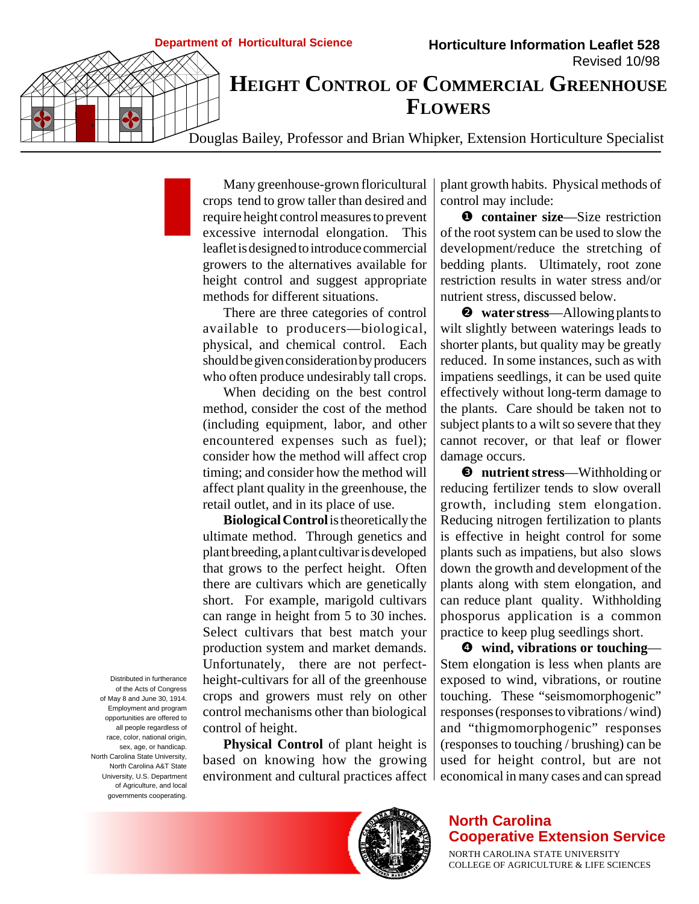Department of Horticultural Science

**Horticulture Information Leaflet 528**
Revised 10/98

# Height Control of Commercial Greenhouse Flowers

Douglas Bailey, Professor and Brian Whipker, Extension Horticulture Specialist

Many greenhouse-grown floricultural crops tend to grow taller than desired and require height control measures to prevent excessive internodal elongation. This leaflet is designed to introduce commercial growers to the alternatives available for height control and suggest appropriate methods for different situations.

There are three categories of control available to producers—biological, physical, and chemical control. Each should be given consideration by producers who often produce undesirably tall crops.

When deciding on the best control method, consider the cost of the method (including equipment, labor, and other encountered expenses such as fuel); consider how the method will affect crop timing; and consider how the method will affect plant quality in the greenhouse, the retail outlet, and in its place of use.

**Biological Control** is theoretically the ultimate method. Through genetics and plant breeding, a plant cultivar is developed that grows to the perfect height. Often there are cultivars which are genetically short. For example, marigold cultivars can range in height from 5 to 30 inches. Select cultivars that best match your production system and market demands. Unfortunately, there are not perfect-height-cultivars for all of the greenhouse crops and growers must rely on other control mechanisms other than biological control of height.

**Physical Control** of plant height is based on knowing how the growing environment and cultural practices affect plant growth habits. Physical methods of control may include:

❶ **container size**—Size restriction of the root system can be used to slow the development/reduce the stretching of bedding plants. Ultimately, root zone restriction results in water stress and/or nutrient stress, discussed below.

❷ **water stress**—Allowing plants to wilt slightly between waterings leads to shorter plants, but quality may be greatly reduced. In some instances, such as with impatiens seedlings, it can be used quite effectively without long-term damage to the plants. Care should be taken not to subject plants to a wilt so severe that they cannot recover, or that leaf or flower damage occurs.

❸ **nutrient stress**—Withholding or reducing fertilizer tends to slow overall growth, including stem elongation. Reducing nitrogen fertilization to plants is effective in height control for some plants such as impatiens, but also slows down the growth and development of the plants along with stem elongation, and can reduce plant quality. Withholding phosporus application is a common practice to keep plug seedlings short.

❹ **wind, vibrations or touching**—Stem elongation is less when plants are exposed to wind, vibrations, or routine touching. These "seismomorphogenic" responses (responses to vibrations / wind) and "thigmomorphogenic" responses (responses to touching / brushing) can be used for height control, but are not economical in many cases and can spread

Distributed in furtherance of the Acts of Congress of May 8 and June 30, 1914. Employment and program opportunities are offered to all people regardless of race, color, national origin, sex, age, or handicap. North Carolina State University, North Carolina A&T State University, U.S. Department of Agriculture, and local governments cooperating.

**North Carolina Cooperative Extension Service**
NORTH CAROLINA STATE UNIVERSITY
COLLEGE OF AGRICULTURE & LIFE SCIENCES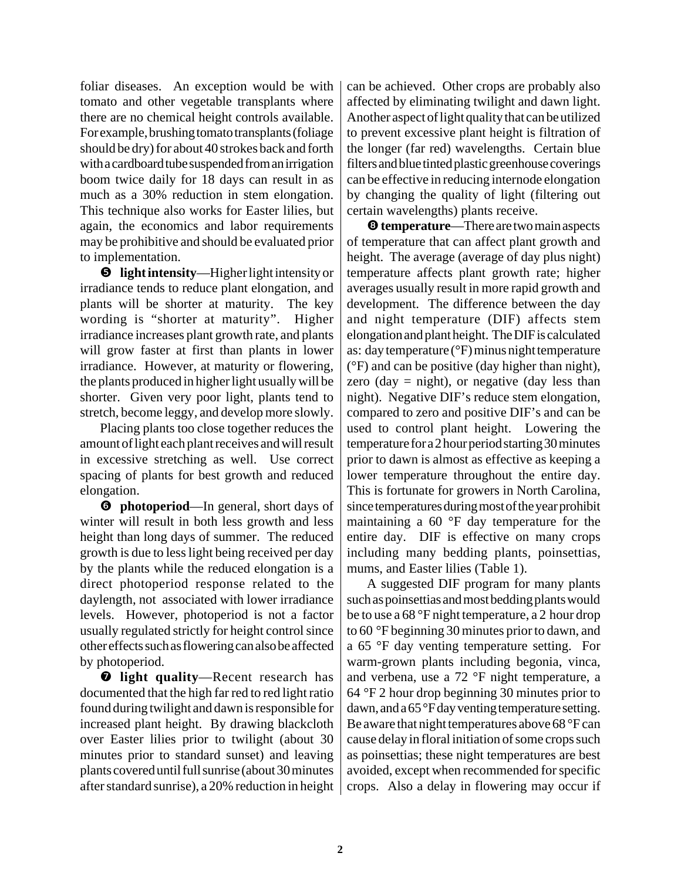foliar diseases. An exception would be with tomato and other vegetable transplants where there are no chemical height controls available. For example, brushing tomato transplants (foliage should be dry) for about 40 strokes back and forth with a cardboard tube suspended from an irrigation boom twice daily for 18 days can result in as much as a 30% reduction in stem elongation. This technique also works for Easter lilies, but again, the economics and labor requirements may be prohibitive and should be evaluated prior to implementation.

❺ **light intensity**—Higher light intensity or irradiance tends to reduce plant elongation, and plants will be shorter at maturity. The key wording is "shorter at maturity". Higher irradiance increases plant growth rate, and plants will grow faster at first than plants in lower irradiance. However, at maturity or flowering, the plants produced in higher light usually will be shorter. Given very poor light, plants tend to stretch, become leggy, and develop more slowly.

Placing plants too close together reduces the amount of light each plant receives and will result in excessive stretching as well. Use correct spacing of plants for best growth and reduced elongation.

❻ **photoperiod**—In general, short days of winter will result in both less growth and less height than long days of summer. The reduced growth is due to less light being received per day by the plants while the reduced elongation is a direct photoperiod response related to the daylength, not associated with lower irradiance levels. However, photoperiod is not a factor usually regulated strictly for height control since other effects such as flowering can also be affected by photoperiod.

❼ **light quality**—Recent research has documented that the high far red to red light ratio found during twilight and dawn is responsible for increased plant height. By drawing blackcloth over Easter lilies prior to twilight (about 30 minutes prior to standard sunset) and leaving plants covered until full sunrise (about 30 minutes after standard sunrise), a 20% reduction in height can be achieved. Other crops are probably also affected by eliminating twilight and dawn light. Another aspect of light quality that can be utilized to prevent excessive plant height is filtration of the longer (far red) wavelengths. Certain blue filters and blue tinted plastic greenhouse coverings can be effective in reducing internode elongation by changing the quality of light (filtering out certain wavelengths) plants receive.

❽ **temperature**—There are two main aspects of temperature that can affect plant growth and height. The average (average of day plus night) temperature affects plant growth rate; higher averages usually result in more rapid growth and development. The difference between the day and night temperature (DIF) affects stem elongation and plant height. The DIF is calculated as: day temperature (°F) minus night temperature (°F) and can be positive (day higher than night), zero (day = night), or negative (day less than night). Negative DIF's reduce stem elongation, compared to zero and positive DIF's and can be used to control plant height. Lowering the temperature for a 2 hour period starting 30 minutes prior to dawn is almost as effective as keeping a lower temperature throughout the entire day. This is fortunate for growers in North Carolina, since temperatures during most of the year prohibit maintaining a 60 °F day temperature for the entire day. DIF is effective on many crops including many bedding plants, poinsettias, mums, and Easter lilies (Table 1).

A suggested DIF program for many plants such as poinsettias and most bedding plants would be to use a 68 °F night temperature, a 2 hour drop to 60 °F beginning 30 minutes prior to dawn, and a 65 °F day venting temperature setting. For warm-grown plants including begonia, vinca, and verbena, use a 72 °F night temperature, a 64 °F 2 hour drop beginning 30 minutes prior to dawn, and a 65 °F day venting temperature setting. Be aware that night temperatures above 68 °F can cause delay in floral initiation of some crops such as poinsettias; these night temperatures are best avoided, except when recommended for specific crops. Also a delay in flowering may occur if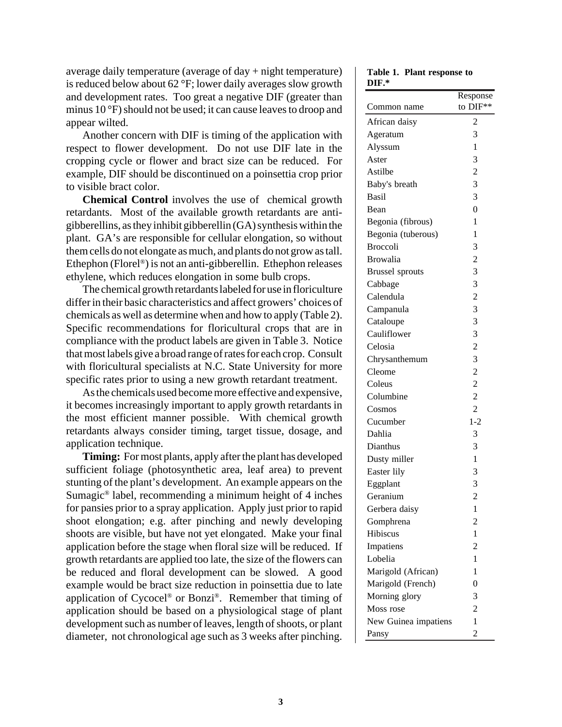average daily temperature (average of day + night temperature) is reduced below about 62 °F; lower daily averages slow growth and development rates. Too great a negative DIF (greater than minus 10 °F) should not be used; it can cause leaves to droop and appear wilted.

Another concern with DIF is timing of the application with respect to flower development. Do not use DIF late in the cropping cycle or flower and bract size can be reduced. For example, DIF should be discontinued on a poinsettia crop prior to visible bract color.

**Chemical Control** involves the use of chemical growth retardants. Most of the available growth retardants are anti-gibberellins, as they inhibit gibberellin (GA) synthesis within the plant. GA's are responsible for cellular elongation, so without them cells do not elongate as much, and plants do not grow as tall. Ethephon (Florel®) is not an anti-gibberellin. Ethephon releases ethylene, which reduces elongation in some bulb crops.

The chemical growth retardants labeled for use in floriculture differ in their basic characteristics and affect growers' choices of chemicals as well as determine when and how to apply (Table 2). Specific recommendations for floricultural crops that are in compliance with the product labels are given in Table 3. Notice that most labels give a broad range of rates for each crop. Consult with floricultural specialists at N.C. State University for more specific rates prior to using a new growth retardant treatment.

As the chemicals used become more effective and expensive, it becomes increasingly important to apply growth retardants in the most efficient manner possible. With chemical growth retardants always consider timing, target tissue, dosage, and application technique.

**Timing:** For most plants, apply after the plant has developed sufficient foliage (photosynthetic area, leaf area) to prevent stunting of the plant's development. An example appears on the Sumagic® label, recommending a minimum height of 4 inches for pansies prior to a spray application. Apply just prior to rapid shoot elongation; e.g. after pinching and newly developing shoots are visible, but have not yet elongated. Make your final application before the stage when floral size will be reduced. If growth retardants are applied too late, the size of the flowers can be reduced and floral development can be slowed. A good example would be bract size reduction in poinsettia due to late application of Cycocel® or Bonzi®. Remember that timing of application should be based on a physiological stage of plant development such as number of leaves, length of shoots, or plant diameter, not chronological age such as 3 weeks after pinching.

**Table 1. Plant response to DIF.***

| Common name | Response to DIF** |
|---|---|
| African daisy | 2 |
| Ageratum | 3 |
| Alyssum | 1 |
| Aster | 3 |
| Astilbe | 2 |
| Baby's breath | 3 |
| Basil | 3 |
| Bean | 0 |
| Begonia (fibrous) | 1 |
| Begonia (tuberous) | 1 |
| Broccoli | 3 |
| Browalia | 2 |
| Brussel sprouts | 3 |
| Cabbage | 3 |
| Calendula | 2 |
| Campanula | 3 |
| Cataloupe | 3 |
| Cauliflower | 3 |
| Celosia | 2 |
| Chrysanthemum | 3 |
| Cleome | 2 |
| Coleus | 2 |
| Columbine | 2 |
| Cosmos | 2 |
| Cucumber | 1-2 |
| Dahlia | 3 |
| Dianthus | 3 |
| Dusty miller | 1 |
| Easter lily | 3 |
| Eggplant | 3 |
| Geranium | 2 |
| Gerbera daisy | 1 |
| Gomphrena | 2 |
| Hibiscus | 1 |
| Impatiens | 2 |
| Lobelia | 1 |
| Marigold (African) | 1 |
| Marigold (French) | 0 |
| Morning glory | 3 |
| Moss rose | 2 |
| New Guinea impatiens | 1 |
| Pansy | 2 |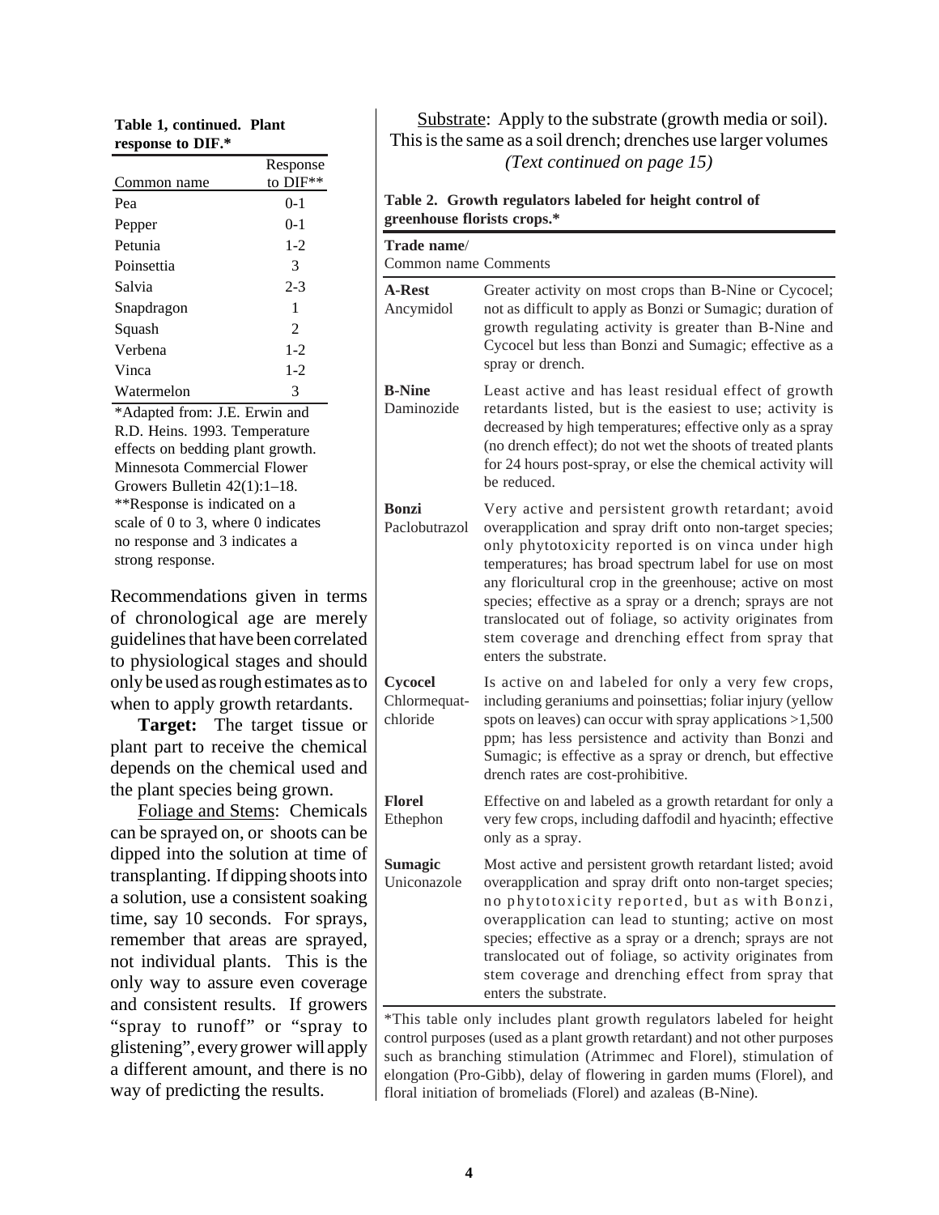**Table 1, continued. Plant response to DIF.***

| Common name | Response to DIF** |
|---|---|
| Pea | 0-1 |
| Pepper | 0-1 |
| Petunia | 1-2 |
| Poinsettia | 3 |
| Salvia | 2-3 |
| Snapdragon | 1 |
| Squash | 2 |
| Verbena | 1-2 |
| Vinca | 1-2 |
| Watermelon | 3 |

*Adapted from: J.E. Erwin and R.D. Heins. 1993. Temperature effects on bedding plant growth. Minnesota Commercial Flower Growers Bulletin 42(1):1–18.
**Response is indicated on a scale of 0 to 3, where 0 indicates no response and 3 indicates a strong response.

Recommendations given in terms of chronological age are merely guidelines that have been correlated to physiological stages and should only be used as rough estimates as to when to apply growth retardants.

**Target:** The target tissue or plant part to receive the chemical depends on the chemical used and the plant species being grown.

Foliage and Stems: Chemicals can be sprayed on, or shoots can be dipped into the solution at time of transplanting. If dipping shoots into a solution, use a consistent soaking time, say 10 seconds. For sprays, remember that areas are sprayed, not individual plants. This is the only way to assure even coverage and consistent results. If growers "spray to runoff" or "spray to glistening", every grower will apply a different amount, and there is no way of predicting the results.

Substrate: Apply to the substrate (growth media or soil). This is the same as a soil drench; drenches use larger volumes *(Text continued on page 15)*

**Table 2. Growth regulators labeled for height control of greenhouse florists crops.***

| Trade name/ Common name | Comments |
|---|---|
| **A-Rest** Ancymidol | Greater activity on most crops than B-Nine or Cycocel; not as difficult to apply as Bonzi or Sumagic; duration of growth regulating activity is greater than B-Nine and Cycocel but less than Bonzi and Sumagic; effective as a spray or drench. |
| **B-Nine** Daminozide | Least active and has least residual effect of growth retardants listed, but is the easiest to use; activity is decreased by high temperatures; effective only as a spray (no drench effect); do not wet the shoots of treated plants for 24 hours post-spray, or else the chemical activity will be reduced. |
| **Bonzi** Paclobutrazol | Very active and persistent growth retardant; avoid overapplication and spray drift onto non-target species; only phytotoxicity reported is on vinca under high temperatures; has broad spectrum label for use on most any floricultural crop in the greenhouse; active on most species; effective as a spray or a drench; sprays are not translocated out of foliage, so activity originates from stem coverage and drenching effect from spray that enters the substrate. |
| **Cycocel** Chlormequat-chloride | Is active on and labeled for only a very few crops, including geraniums and poinsettias; foliar injury (yellow spots on leaves) can occur with spray applications >1,500 ppm; has less persistence and activity than Bonzi and Sumagic; is effective as a spray or drench, but effective drench rates are cost-prohibitive. |
| **Florel** Ethephon | Effective on and labeled as a growth retardant for only a very few crops, including daffodil and hyacinth; effective only as a spray. |
| **Sumagic** Uniconazole | Most active and persistent growth retardant listed; avoid overapplication and spray drift onto non-target species; no phytotoxicity reported, but as with Bonzi, overapplication can lead to stunting; active on most species; effective as a spray or a drench; sprays are not translocated out of foliage, so activity originates from stem coverage and drenching effect from spray that enters the substrate. |

*This table only includes plant growth regulators labeled for height control purposes (used as a plant growth retardant) and not other purposes such as branching stimulation (Atrimmec and Florel), stimulation of elongation (Pro-Gibb), delay of flowering in garden mums (Florel), and floral initiation of bromeliads (Florel) and azaleas (B-Nine).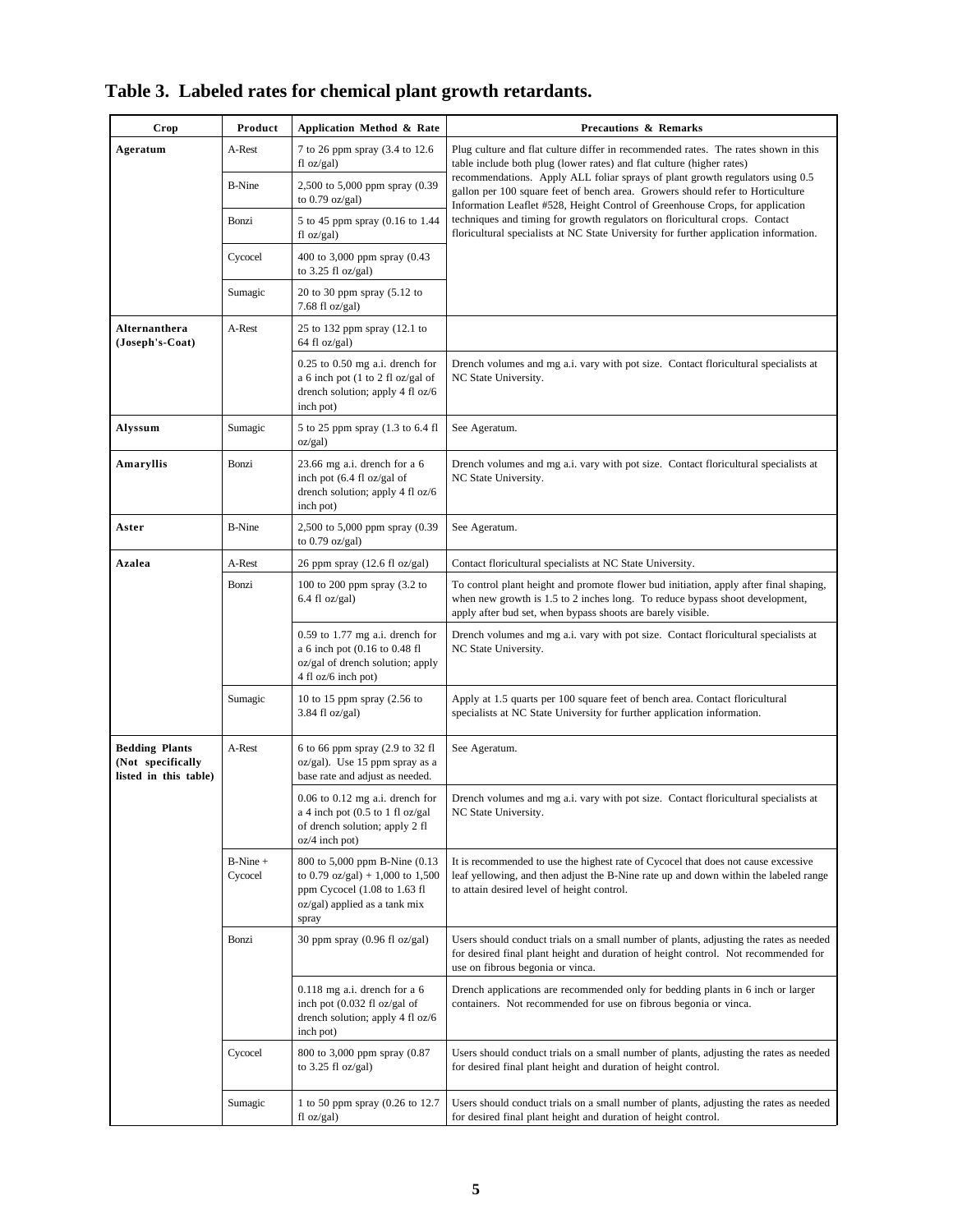**Table 3. Labeled rates for chemical plant growth retardants.**

| Crop | Product | Application Method & Rate | Precautions & Remarks |
|---|---|---|---|
| **Ageratum** | A-Rest | 7 to 26 ppm spray (3.4 to 12.6 fl oz/gal) | Plug culture and flat culture differ in recommended rates. The rates shown in this table include both plug (lower rates) and flat culture (higher rates) recommendations. Apply ALL foliar sprays of plant growth regulators using 0.5 gallon per 100 square feet of bench area. Growers should refer to Horticulture Information Leaflet #528, Height Control of Greenhouse Crops, for application techniques and timing for growth regulators on floricultural crops. Contact floricultural specialists at NC State University for further application information. |
| | B-Nine | 2,500 to 5,000 ppm spray (0.39 to 0.79 oz/gal) | |
| | Bonzi | 5 to 45 ppm spray (0.16 to 1.44 fl oz/gal) | |
| | Cycocel | 400 to 3,000 ppm spray (0.43 to 3.25 fl oz/gal) | |
| | Sumagic | 20 to 30 ppm spray (5.12 to 7.68 fl oz/gal) | |
| **Alternanthera (Joseph's-Coat)** | A-Rest | 25 to 132 ppm spray (12.1 to 64 fl oz/gal) | |
| | | 0.25 to 0.50 mg a.i. drench for a 6 inch pot (1 to 2 fl oz/gal of drench solution; apply 4 fl oz/6 inch pot) | Drench volumes and mg a.i. vary with pot size. Contact floricultural specialists at NC State University. |
| **Alyssum** | Sumagic | 5 to 25 ppm spray (1.3 to 6.4 fl oz/gal) | See Ageratum. |
| **Amaryllis** | Bonzi | 23.66 mg a.i. drench for a 6 inch pot (6.4 fl oz/gal of drench solution; apply 4 fl oz/6 inch pot) | Drench volumes and mg a.i. vary with pot size. Contact floricultural specialists at NC State University. |
| **Aster** | B-Nine | 2,500 to 5,000 ppm spray (0.39 to 0.79 oz/gal) | See Ageratum. |
| **Azalea** | A-Rest | 26 ppm spray (12.6 fl oz/gal) | Contact floricultural specialists at NC State University. |
| | Bonzi | 100 to 200 ppm spray (3.2 to 6.4 fl oz/gal) | To control plant height and promote flower bud initiation, apply after final shaping, when new growth is 1.5 to 2 inches long. To reduce bypass shoot development, apply after bud set, when bypass shoots are barely visible. |
| | | 0.59 to 1.77 mg a.i. drench for a 6 inch pot (0.16 to 0.48 fl oz/gal of drench solution; apply 4 fl oz/6 inch pot) | Drench volumes and mg a.i. vary with pot size. Contact floricultural specialists at NC State University. |
| | Sumagic | 10 to 15 ppm spray (2.56 to 3.84 fl oz/gal) | Apply at 1.5 quarts per 100 square feet of bench area. Contact floricultural specialists at NC State University for further application information. |
| **Bedding Plants (Not specifically listed in this table)** | A-Rest | 6 to 66 ppm spray (2.9 to 32 fl oz/gal). Use 15 ppm spray as a base rate and adjust as needed. | See Ageratum. |
| | | 0.06 to 0.12 mg a.i. drench for a 4 inch pot (0.5 to 1 fl oz/gal of drench solution; apply 2 fl oz/4 inch pot) | Drench volumes and mg a.i. vary with pot size. Contact floricultural specialists at NC State University. |
| | B-Nine + Cycocel | 800 to 5,000 ppm B-Nine (0.13 to 0.79 oz/gal) + 1,000 to 1,500 ppm Cycocel (1.08 to 1.63 fl oz/gal) applied as a tank mix spray | It is recommended to use the highest rate of Cycocel that does not cause excessive leaf yellowing, and then adjust the B-Nine rate up and down within the labeled range to attain desired level of height control. |
| | Bonzi | 30 ppm spray (0.96 fl oz/gal) | Users should conduct trials on a small number of plants, adjusting the rates as needed for desired final plant height and duration of height control. Not recommended for use on fibrous begonia or vinca. |
| | | 0.118 mg a.i. drench for a 6 inch pot (0.032 fl oz/gal of drench solution; apply 4 fl oz/6 inch pot) | Drench applications are recommended only for bedding plants in 6 inch or larger containers. Not recommended for use on fibrous begonia or vinca. |
| | Cycocel | 800 to 3,000 ppm spray (0.87 to 3.25 fl oz/gal) | Users should conduct trials on a small number of plants, adjusting the rates as needed for desired final plant height and duration of height control. |
| | Sumagic | 1 to 50 ppm spray (0.26 to 12.7 fl oz/gal) | Users should conduct trials on a small number of plants, adjusting the rates as needed for desired final plant height and duration of height control. |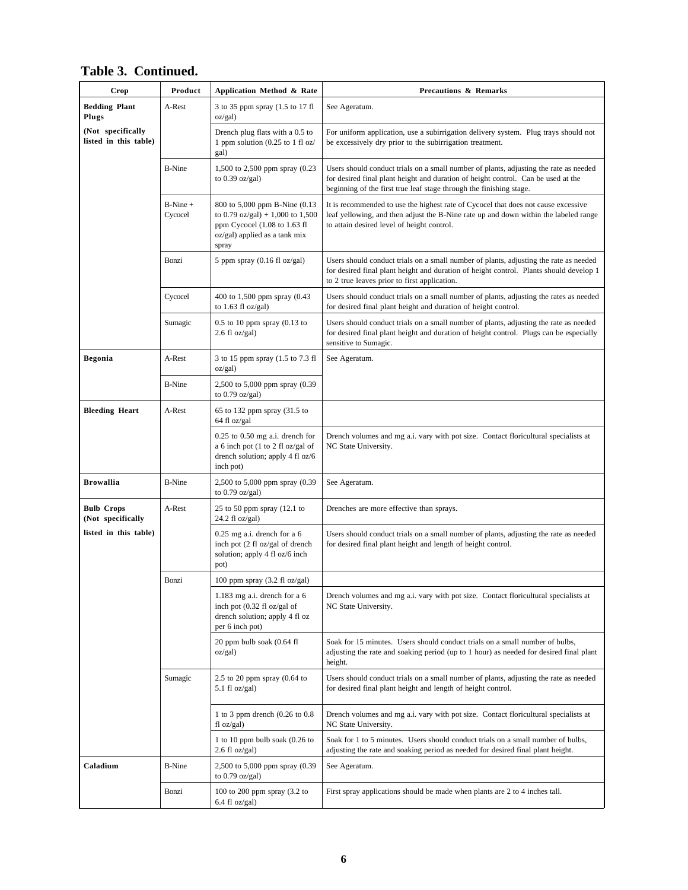## Table 3. Continued.

| Crop | Product | Application Method & Rate | Precautions & Remarks |
|---|---|---|---|
| **Bedding Plant Plugs (Not specifically listed in this table)** | A-Rest | 3 to 35 ppm spray (1.5 to 17 fl oz/gal) | See Ageratum. |
| | | Drench plug flats with a 0.5 to 1 ppm solution (0.25 to 1 fl oz/gal) | For uniform application, use a subirrigation delivery system. Plug trays should not be excessively dry prior to the subirrigation treatment. |
| | B-Nine | 1,500 to 2,500 ppm spray (0.23 to 0.39 oz/gal) | Users should conduct trials on a small number of plants, adjusting the rate as needed for desired final plant height and duration of height control. Can be used at the beginning of the first true leaf stage through the finishing stage. |
| | B-Nine + Cycocel | 800 to 5,000 ppm B-Nine (0.13 to 0.79 oz/gal) + 1,000 to 1,500 ppm Cycocel (1.08 to 1.63 fl oz/gal) applied as a tank mix spray | It is recommended to use the highest rate of Cycocel that does not cause excessive leaf yellowing, and then adjust the B-Nine rate up and down within the labeled range to attain desired level of height control. |
| | Bonzi | 5 ppm spray (0.16 fl oz/gal) | Users should conduct trials on a small number of plants, adjusting the rate as needed for desired final plant height and duration of height control. Plants should develop 1 to 2 true leaves prior to first application. |
| | Cycocel | 400 to 1,500 ppm spray (0.43 to 1.63 fl oz/gal) | Users should conduct trials on a small number of plants, adjusting the rates as needed for desired final plant height and duration of height control. |
| | Sumagic | 0.5 to 10 ppm spray (0.13 to 2.6 fl oz/gal) | Users should conduct trials on a small number of plants, adjusting the rate as needed for desired final plant height and duration of height control. Plugs can be especially sensitive to Sumagic. |
| **Begonia** | A-Rest | 3 to 15 ppm spray (1.5 to 7.3 fl oz/gal) | See Ageratum. |
| | B-Nine | 2,500 to 5,000 ppm spray (0.39 to 0.79 oz/gal) | |
| **Bleeding Heart** | A-Rest | 65 to 132 ppm spray (31.5 to 64 fl oz/gal | |
| | | 0.25 to 0.50 mg a.i. drench for a 6 inch pot (1 to 2 fl oz/gal of drench solution; apply 4 fl oz/6 inch pot) | Drench volumes and mg a.i. vary with pot size. Contact floricultural specialists at NC State University. |
| **Browallia** | B-Nine | 2,500 to 5,000 ppm spray (0.39 to 0.79 oz/gal) | See Ageratum. |
| **Bulb Crops (Not specifically listed in this table)** | A-Rest | 25 to 50 ppm spray (12.1 to 24.2 fl oz/gal) | Drenches are more effective than sprays. |
| | | 0.25 mg a.i. drench for a 6 inch pot (2 fl oz/gal of drench solution; apply 4 fl oz/6 inch pot) | Users should conduct trials on a small number of plants, adjusting the rate as needed for desired final plant height and length of height control. |
| | Bonzi | 100 ppm spray (3.2 fl oz/gal) | |
| | | 1.183 mg a.i. drench for a 6 inch pot (0.32 fl oz/gal of drench solution; apply 4 fl oz per 6 inch pot) | Drench volumes and mg a.i. vary with pot size. Contact floricultural specialists at NC State University. |
| | | 20 ppm bulb soak (0.64 fl oz/gal) | Soak for 15 minutes. Users should conduct trials on a small number of bulbs, adjusting the rate and soaking period (up to 1 hour) as needed for desired final plant height. |
| | Sumagic | 2.5 to 20 ppm spray (0.64 to 5.1 fl oz/gal) | Users should conduct trials on a small number of plants, adjusting the rate as needed for desired final plant height and length of height control. |
| | | 1 to 3 ppm drench (0.26 to 0.8 fl oz/gal) | Drench volumes and mg a.i. vary with pot size. Contact floricultural specialists at NC State University. |
| | | 1 to 10 ppm bulb soak (0.26 to 2.6 fl oz/gal) | Soak for 1 to 5 minutes. Users should conduct trials on a small number of bulbs, adjusting the rate and soaking period as needed for desired final plant height. |
| **Caladium** | B-Nine | 2,500 to 5,000 ppm spray (0.39 to 0.79 oz/gal) | See Ageratum. |
| | Bonzi | 100 to 200 ppm spray (3.2 to 6.4 fl oz/gal) | First spray applications should be made when plants are 2 to 4 inches tall. |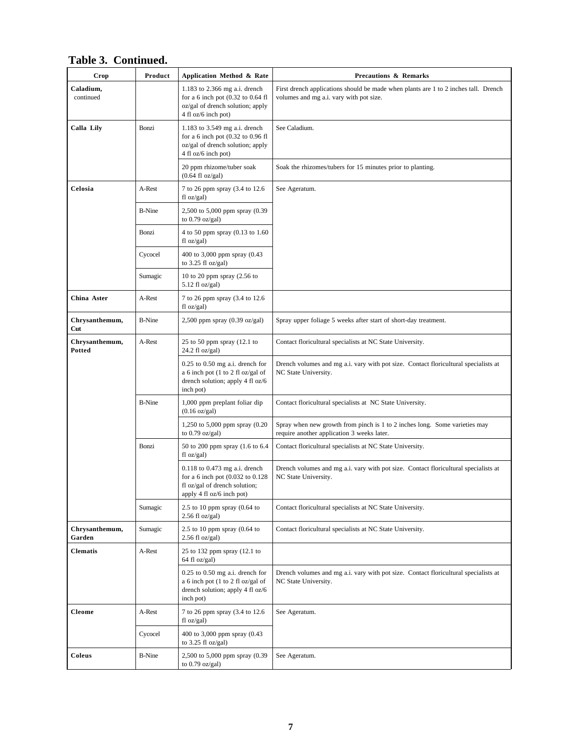## Table 3. Continued.

| Crop | Product | Application Method & Rate | Precautions & Remarks |
| --- | --- | --- | --- |
| **Caladium,** continued | | 1.183 to 2.366 mg a.i. drench for a 6 inch pot (0.32 to 0.64 fl oz/gal of drench solution; apply 4 fl oz/6 inch pot) | First drench applications should be made when plants are 1 to 2 inches tall. Drench volumes and mg a.i. vary with pot size. |
| **Calla Lily** | Bonzi | 1.183 to 3.549 mg a.i. drench for a 6 inch pot (0.32 to 0.96 fl oz/gal of drench solution; apply 4 fl oz/6 inch pot) | See Caladium. |
| | | 20 ppm rhizome/tuber soak (0.64 fl oz/gal) | Soak the rhizomes/tubers for 15 minutes prior to planting. |
| **Celosia** | A-Rest | 7 to 26 ppm spray (3.4 to 12.6 fl oz/gal) | See Ageratum. |
| | B-Nine | 2,500 to 5,000 ppm spray (0.39 to 0.79 oz/gal) | |
| | Bonzi | 4 to 50 ppm spray (0.13 to 1.60 fl oz/gal) | |
| | Cycocel | 400 to 3,000 ppm spray (0.43 to 3.25 fl oz/gal) | |
| | Sumagic | 10 to 20 ppm spray (2.56 to 5.12 fl oz/gal) | |
| **China Aster** | A-Rest | 7 to 26 ppm spray (3.4 to 12.6 fl oz/gal) | |
| **Chrysanthemum, Cut** | B-Nine | 2,500 ppm spray (0.39 oz/gal) | Spray upper foliage 5 weeks after start of short-day treatment. |
| **Chrysanthemum, Potted** | A-Rest | 25 to 50 ppm spray (12.1 to 24.2 fl oz/gal) | Contact floricultural specialists at NC State University. |
| | | 0.25 to 0.50 mg a.i. drench for a 6 inch pot (1 to 2 fl oz/gal of drench solution; apply 4 fl oz/6 inch pot) | Drench volumes and mg a.i. vary with pot size. Contact floricultural specialists at NC State University. |
| | B-Nine | 1,000 ppm preplant foliar dip (0.16 oz/gal) | Contact floricultural specialists at NC State University. |
| | | 1,250 to 5,000 ppm spray (0.20 to 0.79 oz/gal) | Spray when new growth from pinch is 1 to 2 inches long. Some varieties may require another application 3 weeks later. |
| | Bonzi | 50 to 200 ppm spray (1.6 to 6.4 fl oz/gal) | Contact floricultural specialists at NC State University. |
| | | 0.118 to 0.473 mg a.i. drench for a 6 inch pot (0.032 to 0.128 fl oz/gal of drench solution; apply 4 fl oz/6 inch pot) | Drench volumes and mg a.i. vary with pot size. Contact floricultural specialists at NC State University. |
| | Sumagic | 2.5 to 10 ppm spray (0.64 to 2.56 fl oz/gal) | Contact floricultural specialists at NC State University. |
| **Chrysanthemum, Garden** | Sumagic | 2.5 to 10 ppm spray (0.64 to 2.56 fl oz/gal) | Contact floricultural specialists at NC State University. |
| **Clematis** | A-Rest | 25 to 132 ppm spray (12.1 to 64 fl oz/gal) | |
| | | 0.25 to 0.50 mg a.i. drench for a 6 inch pot (1 to 2 fl oz/gal of drench solution; apply 4 fl oz/6 inch pot) | Drench volumes and mg a.i. vary with pot size. Contact floricultural specialists at NC State University. |
| **Cleome** | A-Rest | 7 to 26 ppm spray (3.4 to 12.6 fl oz/gal) | See Ageratum. |
| | Cycocel | 400 to 3,000 ppm spray (0.43 to 3.25 fl oz/gal) | |
| **Coleus** | B-Nine | 2,500 to 5,000 ppm spray (0.39 to 0.79 oz/gal) | See Ageratum. |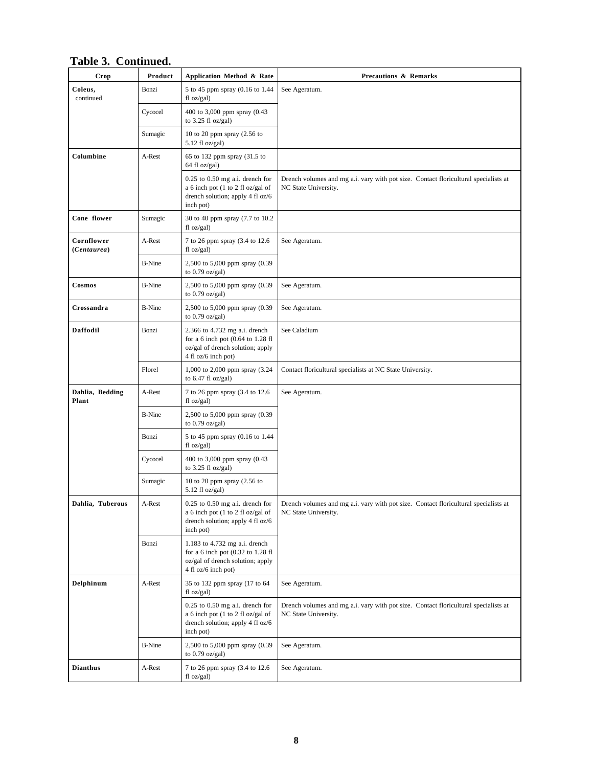## Table 3. Continued.

| Crop | Product | Application Method & Rate | Precautions & Remarks |
|---|---|---|---|
| **Coleus,** continued | Bonzi | 5 to 45 ppm spray (0.16 to 1.44 fl oz/gal) | See Ageratum. |
| | Cycocel | 400 to 3,000 ppm spray (0.43 to 3.25 fl oz/gal) | |
| | Sumagic | 10 to 20 ppm spray (2.56 to 5.12 fl oz/gal) | |
| **Columbine** | A-Rest | 65 to 132 ppm spray (31.5 to 64 fl oz/gal) | |
| | | 0.25 to 0.50 mg a.i. drench for a 6 inch pot (1 to 2 fl oz/gal of drench solution; apply 4 fl oz/6 inch pot) | Drench volumes and mg a.i. vary with pot size. Contact floricultural specialists at NC State University. |
| **Cone flower** | Sumagic | 30 to 40 ppm spray (7.7 to 10.2 fl oz/gal) | |
| **Cornflower (*Centaurea*)** | A-Rest | 7 to 26 ppm spray (3.4 to 12.6 fl oz/gal) | See Ageratum. |
| | B-Nine | 2,500 to 5,000 ppm spray (0.39 to 0.79 oz/gal) | |
| **Cosmos** | B-Nine | 2,500 to 5,000 ppm spray (0.39 to 0.79 oz/gal) | See Ageratum. |
| **Crossandra** | B-Nine | 2,500 to 5,000 ppm spray (0.39 to 0.79 oz/gal) | See Ageratum. |
| **Daffodil** | Bonzi | 2.366 to 4.732 mg a.i. drench for a 6 inch pot (0.64 to 1.28 fl oz/gal of drench solution; apply 4 fl oz/6 inch pot) | See Caladium |
| | Florel | 1,000 to 2,000 ppm spray (3.24 to 6.47 fl oz/gal) | Contact floricultural specialists at NC State University. |
| **Dahlia, Bedding Plant** | A-Rest | 7 to 26 ppm spray (3.4 to 12.6 fl oz/gal) | See Ageratum. |
| | B-Nine | 2,500 to 5,000 ppm spray (0.39 to 0.79 oz/gal) | |
| | Bonzi | 5 to 45 ppm spray (0.16 to 1.44 fl oz/gal) | |
| | Cycocel | 400 to 3,000 ppm spray (0.43 to 3.25 fl oz/gal) | |
| | Sumagic | 10 to 20 ppm spray (2.56 to 5.12 fl oz/gal) | |
| **Dahlia, Tuberous** | A-Rest | 0.25 to 0.50 mg a.i. drench for a 6 inch pot (1 to 2 fl oz/gal of drench solution; apply 4 fl oz/6 inch pot) | Drench volumes and mg a.i. vary with pot size. Contact floricultural specialists at NC State University. |
| | Bonzi | 1.183 to 4.732 mg a.i. drench for a 6 inch pot (0.32 to 1.28 fl oz/gal of drench solution; apply 4 fl oz/6 inch pot) | |
| **Delphinum** | A-Rest | 35 to 132 ppm spray (17 to 64 fl oz/gal) | See Ageratum. |
| | | 0.25 to 0.50 mg a.i. drench for a 6 inch pot (1 to 2 fl oz/gal of drench solution; apply 4 fl oz/6 inch pot) | Drench volumes and mg a.i. vary with pot size. Contact floricultural specialists at NC State University. |
| | B-Nine | 2,500 to 5,000 ppm spray (0.39 to 0.79 oz/gal) | See Ageratum. |
| **Dianthus** | A-Rest | 7 to 26 ppm spray (3.4 to 12.6 fl oz/gal) | See Ageratum. |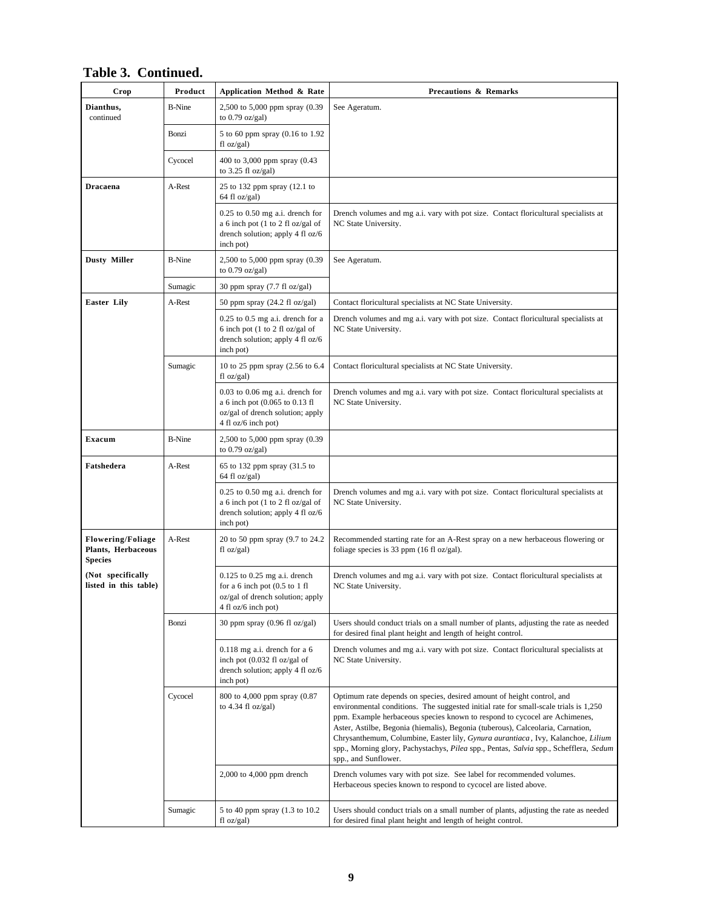**Table 3. Continued.**

| Crop | Product | Application Method & Rate | Precautions & Remarks |
|---|---|---|---|
| **Dianthus,** continued | B-Nine | 2,500 to 5,000 ppm spray (0.39 to 0.79 oz/gal) | See Ageratum. |
| | Bonzi | 5 to 60 ppm spray (0.16 to 1.92 fl oz/gal) | |
| | Cycocel | 400 to 3,000 ppm spray (0.43 to 3.25 fl oz/gal) | |
| **Dracaena** | A-Rest | 25 to 132 ppm spray (12.1 to 64 fl oz/gal) | |
| | | 0.25 to 0.50 mg a.i. drench for a 6 inch pot (1 to 2 fl oz/gal of drench solution; apply 4 fl oz/6 inch pot) | Drench volumes and mg a.i. vary with pot size. Contact floricultural specialists at NC State University. |
| **Dusty Miller** | B-Nine | 2,500 to 5,000 ppm spray (0.39 to 0.79 oz/gal) | See Ageratum. |
| | Sumagic | 30 ppm spray (7.7 fl oz/gal) | |
| **Easter Lily** | A-Rest | 50 ppm spray (24.2 fl oz/gal) | Contact floricultural specialists at NC State University. |
| | | 0.25 to 0.5 mg a.i. drench for a 6 inch pot (1 to 2 fl oz/gal of drench solution; apply 4 fl oz/6 inch pot) | Drench volumes and mg a.i. vary with pot size. Contact floricultural specialists at NC State University. |
| | Sumagic | 10 to 25 ppm spray (2.56 to 6.4 fl oz/gal) | Contact floricultural specialists at NC State University. |
| | | 0.03 to 0.06 mg a.i. drench for a 6 inch pot (0.065 to 0.13 fl oz/gal of drench solution; apply 4 fl oz/6 inch pot) | Drench volumes and mg a.i. vary with pot size. Contact floricultural specialists at NC State University. |
| **Exacum** | B-Nine | 2,500 to 5,000 ppm spray (0.39 to 0.79 oz/gal) | |
| **Fatshedera** | A-Rest | 65 to 132 ppm spray (31.5 to 64 fl oz/gal) | |
| | | 0.25 to 0.50 mg a.i. drench for a 6 inch pot (1 to 2 fl oz/gal of drench solution; apply 4 fl oz/6 inch pot) | Drench volumes and mg a.i. vary with pot size. Contact floricultural specialists at NC State University. |
| **Flowering/Foliage Plants, Herbaceous Species** **(Not specifically listed in this table)** | A-Rest | 20 to 50 ppm spray (9.7 to 24.2 fl oz/gal) | Recommended starting rate for an A-Rest spray on a new herbaceous flowering or foliage species is 33 ppm (16 fl oz/gal). |
| | | 0.125 to 0.25 mg a.i. drench for a 6 inch pot (0.5 to 1 fl oz/gal of drench solution; apply 4 fl oz/6 inch pot) | Drench volumes and mg a.i. vary with pot size. Contact floricultural specialists at NC State University. |
| | Bonzi | 30 ppm spray (0.96 fl oz/gal) | Users should conduct trials on a small number of plants, adjusting the rate as needed for desired final plant height and length of height control. |
| | | 0.118 mg a.i. drench for a 6 inch pot (0.032 fl oz/gal of drench solution; apply 4 fl oz/6 inch pot) | Drench volumes and mg a.i. vary with pot size. Contact floricultural specialists at NC State University. |
| | Cycocel | 800 to 4,000 ppm spray (0.87 to 4.34 fl oz/gal) | Optimum rate depends on species, desired amount of height control, and environmental conditions. The suggested initial rate for small-scale trials is 1,250 ppm. Example herbaceous species known to respond to cycocel are Achimenes, Aster, Astilbe, Begonia (hiemalis), Begonia (tuberous), Calceolaria, Carnation, Chrysanthemum, Columbine, Easter lily, *Gynura aurantiaca*, Ivy, Kalanchoe, *Lilium* spp., Morning glory, Pachystachys, *Pilea* spp., Pentas, *Salvia* spp., Schefflera, *Sedum* spp., and Sunflower. |
| | | 2,000 to 4,000 ppm drench | Drench volumes vary with pot size. See label for recommended volumes. Herbaceous species known to respond to cycocel are listed above. |
| | Sumagic | 5 to 40 ppm spray (1.3 to 10.2 fl oz/gal) | Users should conduct trials on a small number of plants, adjusting the rate as needed for desired final plant height and length of height control. |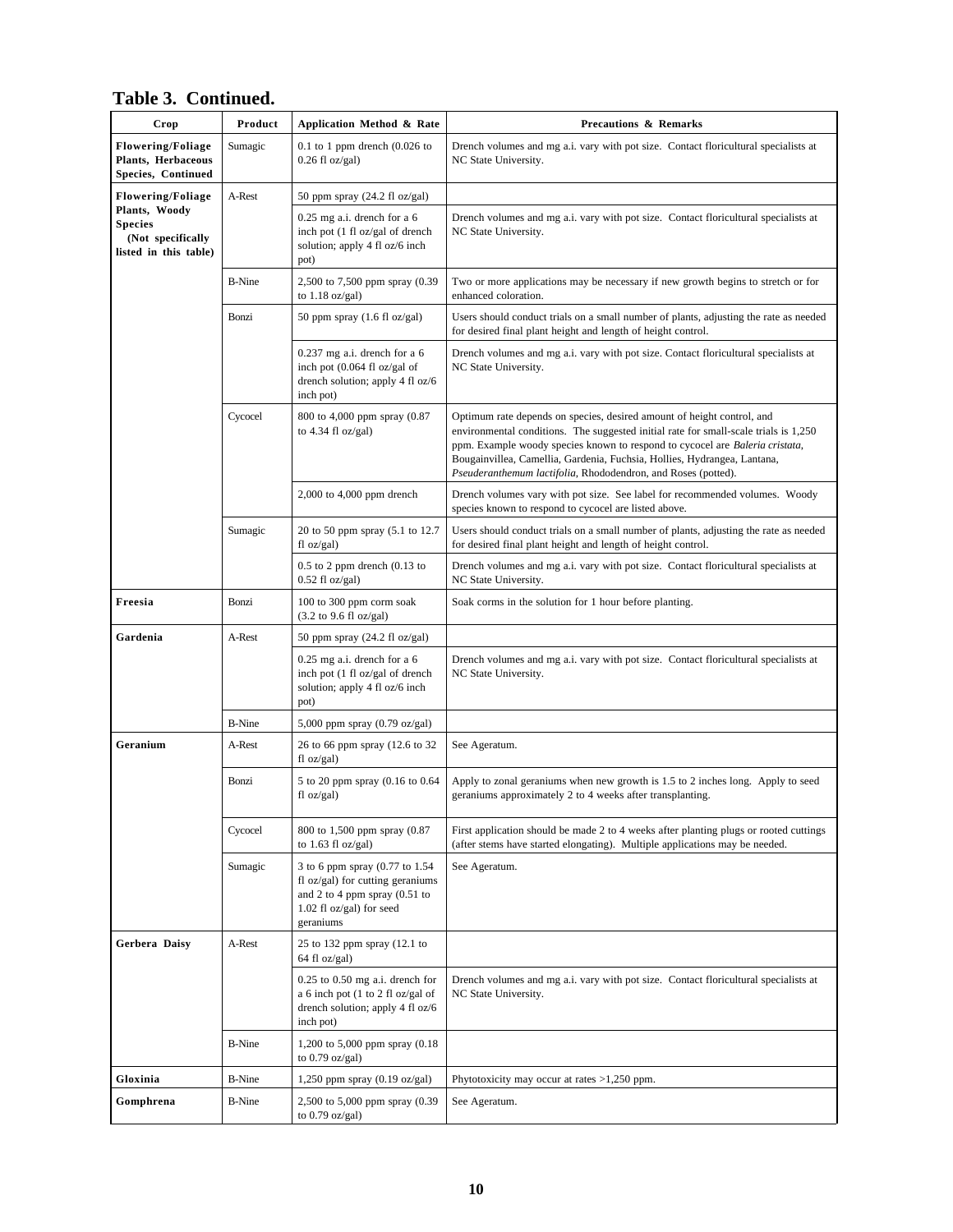## Table 3. Continued.

| Crop | Product | Application Method & Rate | Precautions & Remarks |
|---|---|---|---|
| **Flowering/Foliage Plants, Herbaceous Species, Continued** | Sumagic | 0.1 to 1 ppm drench (0.026 to 0.26 fl oz/gal) | Drench volumes and mg a.i. vary with pot size. Contact floricultural specialists at NC State University. |
| **Flowering/Foliage Plants, Woody Species (Not specifically listed in this table)** | A-Rest | 50 ppm spray (24.2 fl oz/gal) | |
| | | 0.25 mg a.i. drench for a 6 inch pot (1 fl oz/gal of drench solution; apply 4 fl oz/6 inch pot) | Drench volumes and mg a.i. vary with pot size. Contact floricultural specialists at NC State University. |
| | B-Nine | 2,500 to 7,500 ppm spray (0.39 to 1.18 oz/gal) | Two or more applications may be necessary if new growth begins to stretch or for enhanced coloration. |
| | Bonzi | 50 ppm spray (1.6 fl oz/gal) | Users should conduct trials on a small number of plants, adjusting the rate as needed for desired final plant height and length of height control. |
| | | 0.237 mg a.i. drench for a 6 inch pot (0.064 fl oz/gal of drench solution; apply 4 fl oz/6 inch pot) | Drench volumes and mg a.i. vary with pot size. Contact floricultural specialists at NC State University. |
| | Cycocel | 800 to 4,000 ppm spray (0.87 to 4.34 fl oz/gal) | Optimum rate depends on species, desired amount of height control, and environmental conditions. The suggested initial rate for small-scale trials is 1,250 ppm. Example woody species known to respond to cycocel are *Baleria cristata*, Bougainvillea, Camellia, Gardenia, Fuchsia, Hollies, Hydrangea, Lantana, *Pseuderanthemum lactifolia*, Rhododendron, and Roses (potted). |
| | | 2,000 to 4,000 ppm drench | Drench volumes vary with pot size. See label for recommended volumes. Woody species known to respond to cycocel are listed above. |
| | Sumagic | 20 to 50 ppm spray (5.1 to 12.7 fl oz/gal) | Users should conduct trials on a small number of plants, adjusting the rate as needed for desired final plant height and length of height control. |
| | | 0.5 to 2 ppm drench (0.13 to 0.52 fl oz/gal) | Drench volumes and mg a.i. vary with pot size. Contact floricultural specialists at NC State University. |
| **Freesia** | Bonzi | 100 to 300 ppm corm soak (3.2 to 9.6 fl oz/gal) | Soak corms in the solution for 1 hour before planting. |
| **Gardenia** | A-Rest | 50 ppm spray (24.2 fl oz/gal) | |
| | | 0.25 mg a.i. drench for a 6 inch pot (1 fl oz/gal of drench solution; apply 4 fl oz/6 inch pot) | Drench volumes and mg a.i. vary with pot size. Contact floricultural specialists at NC State University. |
| | B-Nine | 5,000 ppm spray (0.79 oz/gal) | |
| **Geranium** | A-Rest | 26 to 66 ppm spray (12.6 to 32 fl oz/gal) | See Ageratum. |
| | Bonzi | 5 to 20 ppm spray (0.16 to 0.64 fl oz/gal) | Apply to zonal geraniums when new growth is 1.5 to 2 inches long. Apply to seed geraniums approximately 2 to 4 weeks after transplanting. |
| | Cycocel | 800 to 1,500 ppm spray (0.87 to 1.63 fl oz/gal) | First application should be made 2 to 4 weeks after planting plugs or rooted cuttings (after stems have started elongating). Multiple applications may be needed. |
| | Sumagic | 3 to 6 ppm spray (0.77 to 1.54 fl oz/gal) for cutting geraniums and 2 to 4 ppm spray (0.51 to 1.02 fl oz/gal) for seed geraniums | See Ageratum. |
| **Gerbera Daisy** | A-Rest | 25 to 132 ppm spray (12.1 to 64 fl oz/gal) | |
| | | 0.25 to 0.50 mg a.i. drench for a 6 inch pot (1 to 2 fl oz/gal of drench solution; apply 4 fl oz/6 inch pot) | Drench volumes and mg a.i. vary with pot size. Contact floricultural specialists at NC State University. |
| | B-Nine | 1,200 to 5,000 ppm spray (0.18 to 0.79 oz/gal) | |
| **Gloxinia** | B-Nine | 1,250 ppm spray (0.19 oz/gal) | Phytotoxicity may occur at rates >1,250 ppm. |
| **Gomphrena** | B-Nine | 2,500 to 5,000 ppm spray (0.39 to 0.79 oz/gal) | See Ageratum. |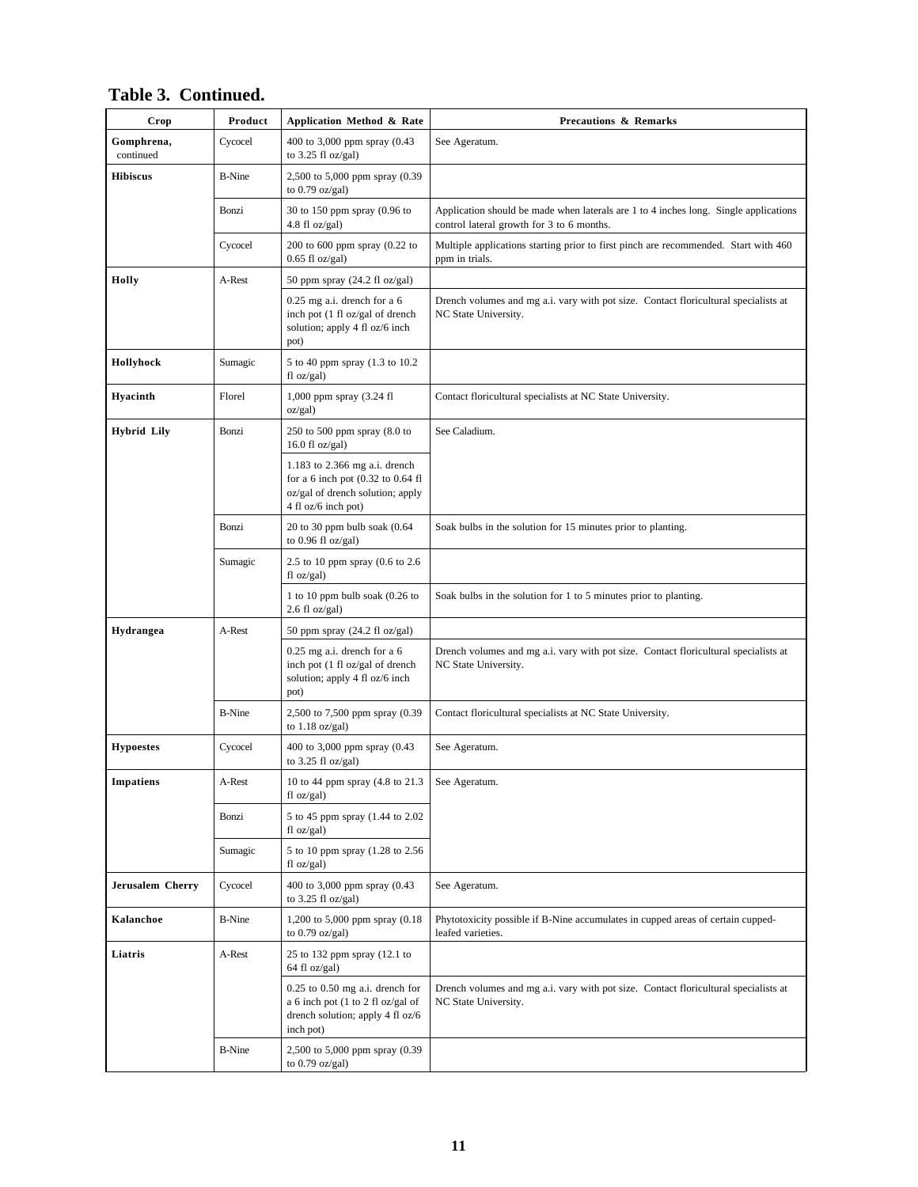## Table 3. Continued.

| Crop | Product | Application Method & Rate | Precautions & Remarks |
|---|---|---|---|
| **Gomphrena,** continued | Cycocel | 400 to 3,000 ppm spray (0.43 to 3.25 fl oz/gal) | See Ageratum. |
| **Hibiscus** | B-Nine | 2,500 to 5,000 ppm spray (0.39 to 0.79 oz/gal) | |
| | Bonzi | 30 to 150 ppm spray (0.96 to 4.8 fl oz/gal) | Application should be made when laterals are 1 to 4 inches long. Single applications control lateral growth for 3 to 6 months. |
| | Cycocel | 200 to 600 ppm spray (0.22 to 0.65 fl oz/gal) | Multiple applications starting prior to first pinch are recommended. Start with 460 ppm in trials. |
| **Holly** | A-Rest | 50 ppm spray (24.2 fl oz/gal) | |
| | | 0.25 mg a.i. drench for a 6 inch pot (1 fl oz/gal of drench solution; apply 4 fl oz/6 inch pot) | Drench volumes and mg a.i. vary with pot size. Contact floricultural specialists at NC State University. |
| **Hollyhock** | Sumagic | 5 to 40 ppm spray (1.3 to 10.2 fl oz/gal) | |
| **Hyacinth** | Florel | 1,000 ppm spray (3.24 fl oz/gal) | Contact floricultural specialists at NC State University. |
| **Hybrid Lily** | Bonzi | 250 to 500 ppm spray (8.0 to 16.0 fl oz/gal) | See Caladium. |
| | | 1.183 to 2.366 mg a.i. drench for a 6 inch pot (0.32 to 0.64 fl oz/gal of drench solution; apply 4 fl oz/6 inch pot) | |
| | Bonzi | 20 to 30 ppm bulb soak (0.64 to 0.96 fl oz/gal) | Soak bulbs in the solution for 15 minutes prior to planting. |
| | Sumagic | 2.5 to 10 ppm spray (0.6 to 2.6 fl oz/gal) | |
| | | 1 to 10 ppm bulb soak (0.26 to 2.6 fl oz/gal) | Soak bulbs in the solution for 1 to 5 minutes prior to planting. |
| **Hydrangea** | A-Rest | 50 ppm spray (24.2 fl oz/gal) | |
| | | 0.25 mg a.i. drench for a 6 inch pot (1 fl oz/gal of drench solution; apply 4 fl oz/6 inch pot) | Drench volumes and mg a.i. vary with pot size. Contact floricultural specialists at NC State University. |
| | B-Nine | 2,500 to 7,500 ppm spray (0.39 to 1.18 oz/gal) | Contact floricultural specialists at NC State University. |
| **Hypoestes** | Cycocel | 400 to 3,000 ppm spray (0.43 to 3.25 fl oz/gal) | See Ageratum. |
| **Impatiens** | A-Rest | 10 to 44 ppm spray (4.8 to 21.3 fl oz/gal) | See Ageratum. |
| | Bonzi | 5 to 45 ppm spray (1.44 to 2.02 fl oz/gal) | |
| | Sumagic | 5 to 10 ppm spray (1.28 to 2.56 fl oz/gal) | |
| **Jerusalem Cherry** | Cycocel | 400 to 3,000 ppm spray (0.43 to 3.25 fl oz/gal) | See Ageratum. |
| **Kalanchoe** | B-Nine | 1,200 to 5,000 ppm spray (0.18 to 0.79 oz/gal) | Phytotoxicity possible if B-Nine accumulates in cupped areas of certain cupped-leafed varieties. |
| **Liatris** | A-Rest | 25 to 132 ppm spray (12.1 to 64 fl oz/gal) | |
| | | 0.25 to 0.50 mg a.i. drench for a 6 inch pot (1 to 2 fl oz/gal of drench solution; apply 4 fl oz/6 inch pot) | Drench volumes and mg a.i. vary with pot size. Contact floricultural specialists at NC State University. |
| | B-Nine | 2,500 to 5,000 ppm spray (0.39 to 0.79 oz/gal) | |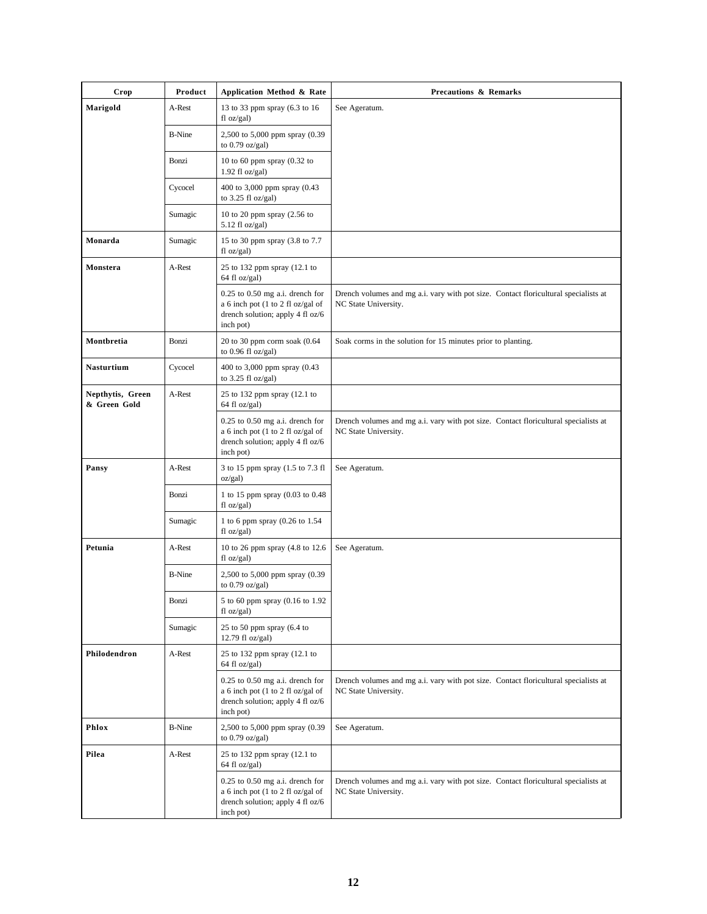| Crop | Product | Application Method & Rate | Precautions & Remarks |
|---|---|---|---|
| **Marigold** | A-Rest | 13 to 33 ppm spray (6.3 to 16 fl oz/gal) | See Ageratum. |
| | B-Nine | 2,500 to 5,000 ppm spray (0.39 to 0.79 oz/gal) | |
| | Bonzi | 10 to 60 ppm spray (0.32 to 1.92 fl oz/gal) | |
| | Cycocel | 400 to 3,000 ppm spray (0.43 to 3.25 fl oz/gal) | |
| | Sumagic | 10 to 20 ppm spray (2.56 to 5.12 fl oz/gal) | |
| **Monarda** | Sumagic | 15 to 30 ppm spray (3.8 to 7.7 fl oz/gal) | |
| **Monstera** | A-Rest | 25 to 132 ppm spray (12.1 to 64 fl oz/gal) | |
| | | 0.25 to 0.50 mg a.i. drench for a 6 inch pot (1 to 2 fl oz/gal of drench solution; apply 4 fl oz/6 inch pot) | Drench volumes and mg a.i. vary with pot size. Contact floricultural specialists at NC State University. |
| **Montbretia** | Bonzi | 20 to 30 ppm corm soak (0.64 to 0.96 fl oz/gal) | Soak corms in the solution for 15 minutes prior to planting. |
| **Nasturtium** | Cycocel | 400 to 3,000 ppm spray (0.43 to 3.25 fl oz/gal) | |
| **Nepthytis, Green & Green Gold** | A-Rest | 25 to 132 ppm spray (12.1 to 64 fl oz/gal) | |
| | | 0.25 to 0.50 mg a.i. drench for a 6 inch pot (1 to 2 fl oz/gal of drench solution; apply 4 fl oz/6 inch pot) | Drench volumes and mg a.i. vary with pot size. Contact floricultural specialists at NC State University. |
| **Pansy** | A-Rest | 3 to 15 ppm spray (1.5 to 7.3 fl oz/gal) | See Ageratum. |
| | Bonzi | 1 to 15 ppm spray (0.03 to 0.48 fl oz/gal) | |
| | Sumagic | 1 to 6 ppm spray (0.26 to 1.54 fl oz/gal) | |
| **Petunia** | A-Rest | 10 to 26 ppm spray (4.8 to 12.6 fl oz/gal) | See Ageratum. |
| | B-Nine | 2,500 to 5,000 ppm spray (0.39 to 0.79 oz/gal) | |
| | Bonzi | 5 to 60 ppm spray (0.16 to 1.92 fl oz/gal) | |
| | Sumagic | 25 to 50 ppm spray (6.4 to 12.79 fl oz/gal) | |
| **Philodendron** | A-Rest | 25 to 132 ppm spray (12.1 to 64 fl oz/gal) | |
| | | 0.25 to 0.50 mg a.i. drench for a 6 inch pot (1 to 2 fl oz/gal of drench solution; apply 4 fl oz/6 inch pot) | Drench volumes and mg a.i. vary with pot size. Contact floricultural specialists at NC State University. |
| **Phlox** | B-Nine | 2,500 to 5,000 ppm spray (0.39 to 0.79 oz/gal) | See Ageratum. |
| **Pilea** | A-Rest | 25 to 132 ppm spray (12.1 to 64 fl oz/gal) | |
| | | 0.25 to 0.50 mg a.i. drench for a 6 inch pot (1 to 2 fl oz/gal of drench solution; apply 4 fl oz/6 inch pot) | Drench volumes and mg a.i. vary with pot size. Contact floricultural specialists at NC State University. |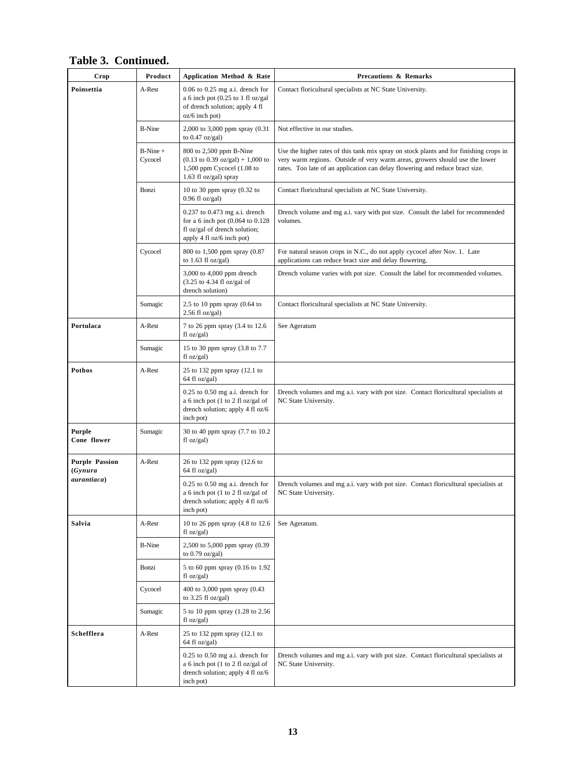## Table 3. Continued.

| Crop | Product | Application Method & Rate | Precautions & Remarks |
|---|---|---|---|
| **Poinsettia** | A-Rest | 0.06 to 0.25 mg a.i. drench for a 6 inch pot (0.25 to 1 fl oz/gal of drench solution; apply 4 fl oz/6 inch pot) | Contact floricultural specialists at NC State University. |
| | B-Nine | 2,000 to 3,000 ppm spray (0.31 to 0.47 oz/gal) | Not effective in our studies. |
| | B-Nine + Cycocel | 800 to 2,500 ppm B-Nine (0.13 to 0.39 oz/gal) + 1,000 to 1,500 ppm Cycocel (1.08 to 1.63 fl oz/gal) spray | Use the higher rates of this tank mix spray on stock plants and for finishing crops in very warm regions. Outside of very warm areas, growers should use the lower rates. Too late of an application can delay flowering and reduce bract size. |
| | Bonzi | 10 to 30 ppm spray (0.32 to 0.96 fl oz/gal) | Contact floricultural specialists at NC State University. |
| | | 0.237 to 0.473 mg a.i. drench for a 6 inch pot (0.064 to 0.128 fl oz/gal of drench solution; apply 4 fl oz/6 inch pot) | Drench volume and mg a.i. vary with pot size. Consult the label for recommended volumes. |
| | Cycocel | 800 to 1,500 ppm spray (0.87 to 1.63 fl oz/gal) | For natural season crops in N.C., do not apply cycocel after Nov. 1. Late applications can reduce bract size and delay flowering. |
| | | 3,000 to 4,000 ppm drench (3.25 to 4.34 fl oz/gal of drench solution) | Drench volume varies with pot size. Consult the label for recommended volumes. |
| | Sumagic | 2.5 to 10 ppm spray (0.64 to 2.56 fl oz/gal) | Contact floricultural specialists at NC State University. |
| **Portulaca** | A-Rest | 7 to 26 ppm spray (3.4 to 12.6 fl oz/gal) | See Ageratum |
| | Sumagic | 15 to 30 ppm spray (3.8 to 7.7 fl oz/gal) | |
| **Pothos** | A-Rest | 25 to 132 ppm spray (12.1 to 64 fl oz/gal) | |
| | | 0.25 to 0.50 mg a.i. drench for a 6 inch pot (1 to 2 fl oz/gal of drench solution; apply 4 fl oz/6 inch pot) | Drench volumes and mg a.i. vary with pot size. Contact floricultural specialists at NC State University. |
| **Purple Cone flower** | Sumagic | 30 to 40 ppm spray (7.7 to 10.2 fl oz/gal) | |
| **Purple Passion (*Gynura aurantiaca*)** | A-Rest | 26 to 132 ppm spray (12.6 to 64 fl oz/gal) | |
| | | 0.25 to 0.50 mg a.i. drench for a 6 inch pot (1 to 2 fl oz/gal of drench solution; apply 4 fl oz/6 inch pot) | Drench volumes and mg a.i. vary with pot size. Contact floricultural specialists at NC State University. |
| **Salvia** | A-Rest | 10 to 26 ppm spray (4.8 to 12.6 fl oz/gal) | See Ageratum. |
| | B-Nine | 2,500 to 5,000 ppm spray (0.39 to 0.79 oz/gal) | |
| | Bonzi | 5 to 60 ppm spray (0.16 to 1.92 fl oz/gal) | |
| | Cycocel | 400 to 3,000 ppm spray (0.43 to 3.25 fl oz/gal) | |
| | Sumagic | 5 to 10 ppm spray (1.28 to 2.56 fl oz/gal) | |
| **Schefflera** | A-Rest | 25 to 132 ppm spray (12.1 to 64 fl oz/gal) | |
| | | 0.25 to 0.50 mg a.i. drench for a 6 inch pot (1 to 2 fl oz/gal of drench solution; apply 4 fl oz/6 inch pot) | Drench volumes and mg a.i. vary with pot size. Contact floricultural specialists at NC State University. |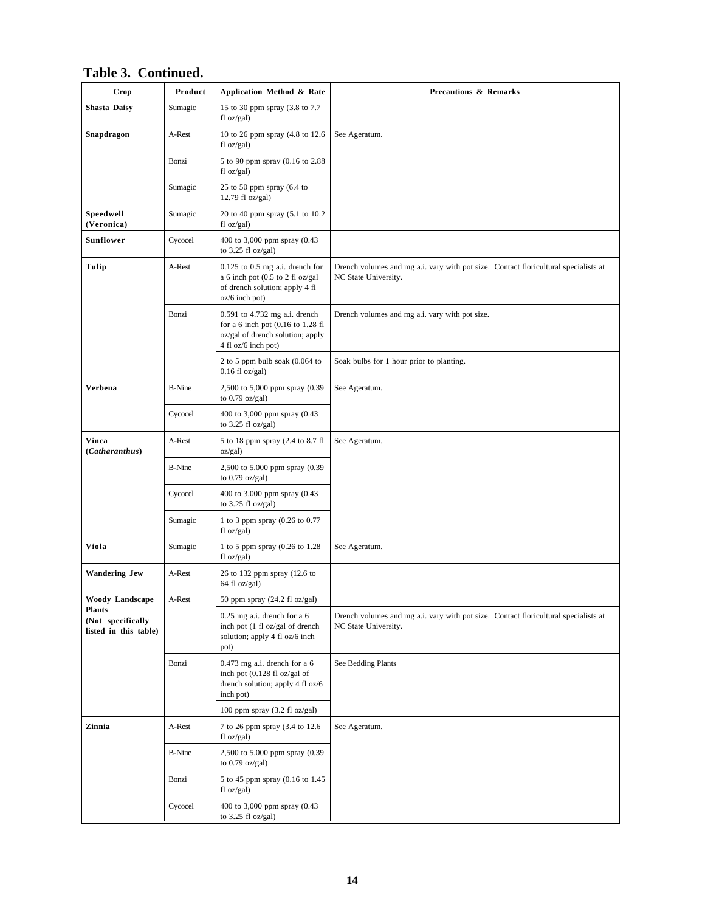## Table 3. Continued.

| Crop | Product | Application Method & Rate | Precautions & Remarks |
|---|---|---|---|
| **Shasta Daisy** | Sumagic | 15 to 30 ppm spray (3.8 to 7.7 fl oz/gal) | |
| **Snapdragon** | A-Rest | 10 to 26 ppm spray (4.8 to 12.6 fl oz/gal) | See Ageratum. |
| | Bonzi | 5 to 90 ppm spray (0.16 to 2.88 fl oz/gal) | |
| | Sumagic | 25 to 50 ppm spray (6.4 to 12.79 fl oz/gal) | |
| **Speedwell (Veronica)** | Sumagic | 20 to 40 ppm spray (5.1 to 10.2 fl oz/gal) | |
| **Sunflower** | Cycocel | 400 to 3,000 ppm spray (0.43 to 3.25 fl oz/gal) | |
| **Tulip** | A-Rest | 0.125 to 0.5 mg a.i. drench for a 6 inch pot (0.5 to 2 fl oz/gal of drench solution; apply 4 fl oz/6 inch pot) | Drench volumes and mg a.i. vary with pot size. Contact floricultural specialists at NC State University. |
| | Bonzi | 0.591 to 4.732 mg a.i. drench for a 6 inch pot (0.16 to 1.28 fl oz/gal of drench solution; apply 4 fl oz/6 inch pot) | Drench volumes and mg a.i. vary with pot size. |
| | | 2 to 5 ppm bulb soak (0.064 to 0.16 fl oz/gal) | Soak bulbs for 1 hour prior to planting. |
| **Verbena** | B-Nine | 2,500 to 5,000 ppm spray (0.39 to 0.79 oz/gal) | See Ageratum. |
| | Cycocel | 400 to 3,000 ppm spray (0.43 to 3.25 fl oz/gal) | |
| **Vinca (*Catharanthus*)** | A-Rest | 5 to 18 ppm spray (2.4 to 8.7 fl oz/gal) | See Ageratum. |
| | B-Nine | 2,500 to 5,000 ppm spray (0.39 to 0.79 oz/gal) | |
| | Cycocel | 400 to 3,000 ppm spray (0.43 to 3.25 fl oz/gal) | |
| | Sumagic | 1 to 3 ppm spray (0.26 to 0.77 fl oz/gal) | |
| **Viola** | Sumagic | 1 to 5 ppm spray (0.26 to 1.28 fl oz/gal) | See Ageratum. |
| **Wandering Jew** | A-Rest | 26 to 132 ppm spray (12.6 to 64 fl oz/gal) | |
| **Woody Landscape Plants (Not specifically listed in this table)** | A-Rest | 50 ppm spray (24.2 fl oz/gal) | |
| | | 0.25 mg a.i. drench for a 6 inch pot (1 fl oz/gal of drench solution; apply 4 fl oz/6 inch pot) | Drench volumes and mg a.i. vary with pot size. Contact floricultural specialists at NC State University. |
| | Bonzi | 0.473 mg a.i. drench for a 6 inch pot (0.128 fl oz/gal of drench solution; apply 4 fl oz/6 inch pot) | See Bedding Plants |
| | | 100 ppm spray (3.2 fl oz/gal) | |
| **Zinnia** | A-Rest | 7 to 26 ppm spray (3.4 to 12.6 fl oz/gal) | See Ageratum. |
| | B-Nine | 2,500 to 5,000 ppm spray (0.39 to 0.79 oz/gal) | |
| | Bonzi | 5 to 45 ppm spray (0.16 to 1.45 fl oz/gal) | |
| | Cycocel | 400 to 3,000 ppm spray (0.43 to 3.25 fl oz/gal) | |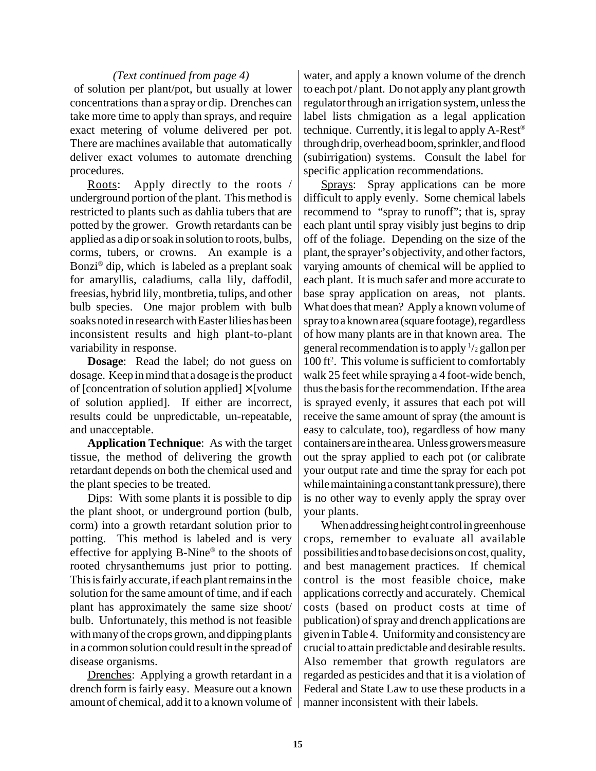*(Text continued from page 4)*

of solution per plant/pot, but usually at lower concentrations than a spray or dip. Drenches can take more time to apply than sprays, and require exact metering of volume delivered per pot. There are machines available that automatically deliver exact volumes to automate drenching procedures.

Roots: Apply directly to the roots / underground portion of the plant. This method is restricted to plants such as dahlia tubers that are potted by the grower. Growth retardants can be applied as a dip or soak in solution to roots, bulbs, corms, tubers, or crowns. An example is a Bonzi® dip, which is labeled as a preplant soak for amaryllis, caladiums, calla lily, daffodil, freesias, hybrid lily, montbretia, tulips, and other bulb species. One major problem with bulb soaks noted in research with Easter lilies has been inconsistent results and high plant-to-plant variability in response.

**Dosage**: Read the label; do not guess on dosage. Keep in mind that a dosage is the product of [concentration of solution applied] × [volume of solution applied]. If either are incorrect, results could be unpredictable, un-repeatable, and unacceptable.

**Application Technique**: As with the target tissue, the method of delivering the growth retardant depends on both the chemical used and the plant species to be treated.

Dips: With some plants it is possible to dip the plant shoot, or underground portion (bulb, corm) into a growth retardant solution prior to potting. This method is labeled and is very effective for applying B-Nine® to the shoots of rooted chrysanthemums just prior to potting. This is fairly accurate, if each plant remains in the solution for the same amount of time, and if each plant has approximately the same size shoot/ bulb. Unfortunately, this method is not feasible with many of the crops grown, and dipping plants in a common solution could result in the spread of disease organisms.

Drenches: Applying a growth retardant in a drench form is fairly easy. Measure out a known amount of chemical, add it to a known volume of water, and apply a known volume of the drench to each pot / plant. Do not apply any plant growth regulator through an irrigation system, unless the label lists chmigation as a legal application technique. Currently, it is legal to apply A-Rest® through drip, overhead boom, sprinkler, and flood (subirrigation) systems. Consult the label for specific application recommendations.

Sprays: Spray applications can be more difficult to apply evenly. Some chemical labels recommend to "spray to runoff"; that is, spray each plant until spray visibly just begins to drip off of the foliage. Depending on the size of the plant, the sprayer's objectivity, and other factors, varying amounts of chemical will be applied to each plant. It is much safer and more accurate to base spray application on areas, not plants. What does that mean? Apply a known volume of spray to a known area (square footage), regardless of how many plants are in that known area. The general recommendation is to apply $^{1}/_{2}$ gallon per 100 ft$^2$. This volume is sufficient to comfortably walk 25 feet while spraying a 4 foot-wide bench, thus the basis for the recommendation. If the area is sprayed evenly, it assures that each pot will receive the same amount of spray (the amount is easy to calculate, too), regardless of how many containers are in the area. Unless growers measure out the spray applied to each pot (or calibrate your output rate and time the spray for each pot while maintaining a constant tank pressure), there is no other way to evenly apply the spray over your plants.

When addressing height control in greenhouse crops, remember to evaluate all available possibilities and to base decisions on cost, quality, and best management practices. If chemical control is the most feasible choice, make applications correctly and accurately. Chemical costs (based on product costs at time of publication) of spray and drench applications are given in Table 4. Uniformity and consistency are crucial to attain predictable and desirable results. Also remember that growth regulators are regarded as pesticides and that it is a violation of Federal and State Law to use these products in a manner inconsistent with their labels.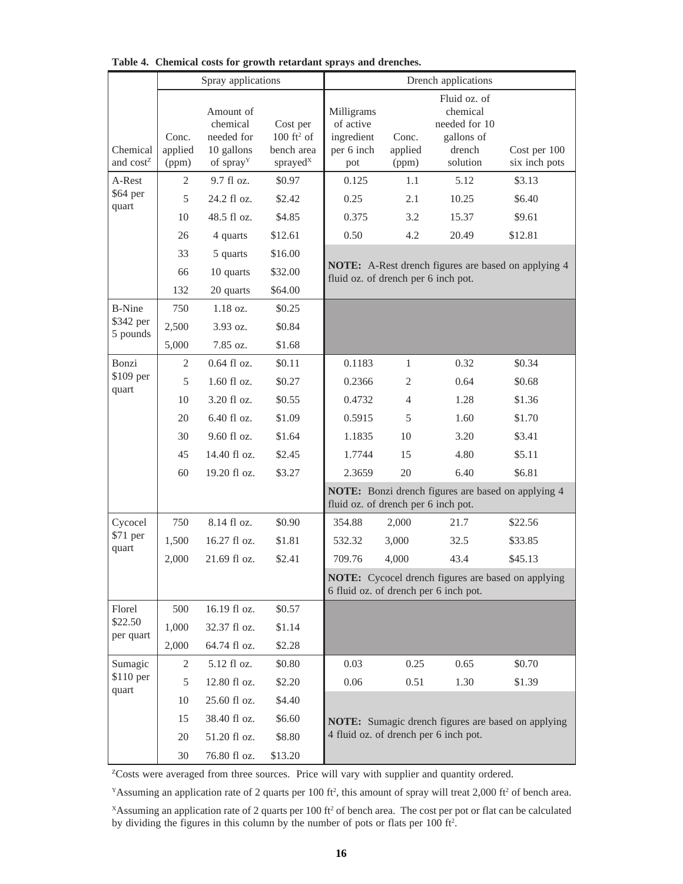**Table 4. Chemical costs for growth retardant sprays and drenches.**

| Chemical and cost[Z] | Spray applications | | | Drench applications | | | |
|---|---|---|---|---|---|---|---|
| | Conc. applied (ppm) | Amount of chemical needed for 10 gallons of spray[Y] | Cost per 100 $ft^2$ of bench area sprayed[X] | Milligrams of active ingredient per 6 inch pot | Conc. applied (ppm) | Fluid oz. of chemical needed for 10 gallons of drench solution | Cost per 100 six inch pots |
| A-Rest $64 per quart | 2 | 9.7 fl oz. | $0.97 | 0.125 | 1.1 | 5.12 | $3.13 |
| | 5 | 24.2 fl oz. | $2.42 | 0.25 | 2.1 | 10.25 | $6.40 |
| | 10 | 48.5 fl oz. | $4.85 | 0.375 | 3.2 | 15.37 | $9.61 |
| | 26 | 4 quarts | $12.61 | 0.50 | 4.2 | 20.49 | $12.81 |
| | 33 | 5 quarts | $16.00 | **NOTE:** A-Rest drench figures are based on applying 4 fluid oz. of drench per 6 inch pot. | | | |
| | 66 | 10 quarts | $32.00 | | | | |
| | 132 | 20 quarts | $64.00 | | | | |
| B-Nine $342 per 5 pounds | 750 | 1.18 oz. | $0.25 | | | | |
| | 2,500 | 3.93 oz. | $0.84 | | | | |
| | 5,000 | 7.85 oz. | $1.68 | | | | |
| Bonzi $109 per quart | 2 | 0.64 fl oz. | $0.11 | 0.1183 | 1 | 0.32 | $0.34 |
| | 5 | 1.60 fl oz. | $0.27 | 0.2366 | 2 | 0.64 | $0.68 |
| | 10 | 3.20 fl oz. | $0.55 | 0.4732 | 4 | 1.28 | $1.36 |
| | 20 | 6.40 fl oz. | $1.09 | 0.5915 | 5 | 1.60 | $1.70 |
| | 30 | 9.60 fl oz. | $1.64 | 1.1835 | 10 | 3.20 | $3.41 |
| | 45 | 14.40 fl oz. | $2.45 | 1.7744 | 15 | 4.80 | $5.11 |
| | 60 | 19.20 fl oz. | $3.27 | 2.3659 | 20 | 6.40 | $6.81 |
| | | | | **NOTE:** Bonzi drench figures are based on applying 4 fluid oz. of drench per 6 inch pot. | | | |
| Cycocel $71 per quart | 750 | 8.14 fl oz. | $0.90 | 354.88 | 2,000 | 21.7 | $22.56 |
| | 1,500 | 16.27 fl oz. | $1.81 | 532.32 | 3,000 | 32.5 | $33.85 |
| | 2,000 | 21.69 fl oz. | $2.41 | 709.76 | 4,000 | 43.4 | $45.13 |
| | | | | **NOTE:** Cycocel drench figures are based on applying 6 fluid oz. of drench per 6 inch pot. | | | |
| Florel $22.50 per quart | 500 | 16.19 fl oz. | $0.57 | | | | |
| | 1,000 | 32.37 fl oz. | $1.14 | | | | |
| | 2,000 | 64.74 fl oz. | $2.28 | | | | |
| Sumagic $110 per quart | 2 | 5.12 fl oz. | $0.80 | 0.03 | 0.25 | 0.65 | $0.70 |
| | 5 | 12.80 fl oz. | $2.20 | 0.06 | 0.51 | 1.30 | $1.39 |
| | 10 | 25.60 fl oz. | $4.40 | **NOTE:** Sumagic drench figures are based on applying 4 fluid oz. of drench per 6 inch pot. | | | |
| | 15 | 38.40 fl oz. | $6.60 | | | | |
| | 20 | 51.20 fl oz. | $8.80 | | | | |
| | 30 | 76.80 fl oz. | $13.20 | | | | |

[Z]Costs were averaged from three sources. Price will vary with supplier and quantity ordered.

[Y]Assuming an application rate of 2 quarts per 100 $ft^2$, this amount of spray will treat 2,000 $ft^2$ of bench area.

[X]Assuming an application rate of 2 quarts per 100 $ft^2$ of bench area. The cost per pot or flat can be calculated by dividing the figures in this column by the number of pots or flats per 100 $ft^2$.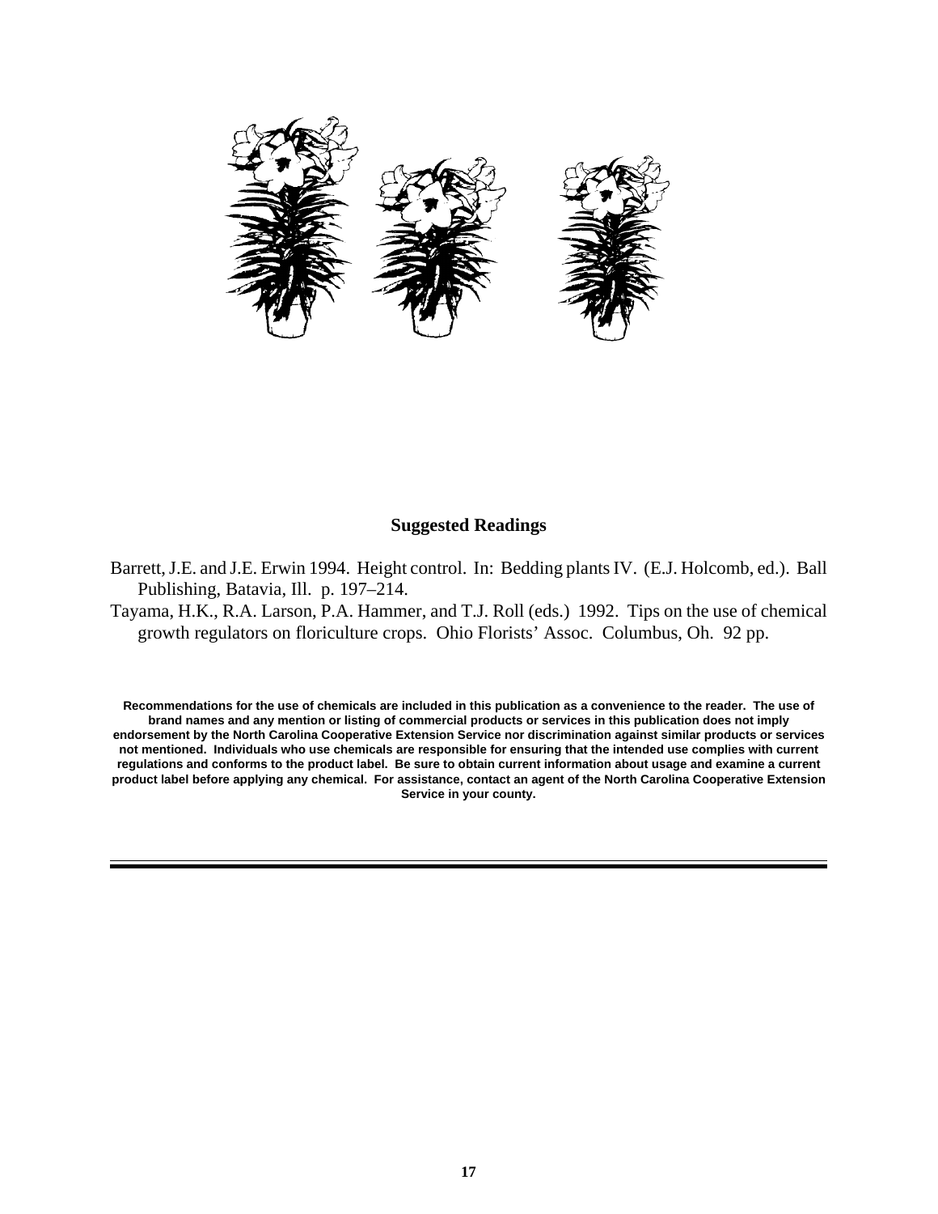## Suggested Readings

Barrett, J.E. and J.E. Erwin 1994. Height control. In: Bedding plants IV. (E.J. Holcomb, ed.). Ball Publishing, Batavia, Ill. p. 197–214.

Tayama, H.K., R.A. Larson, P.A. Hammer, and T.J. Roll (eds.) 1992. Tips on the use of chemical growth regulators on floriculture crops. Ohio Florists' Assoc. Columbus, Oh. 92 pp.

**Recommendations for the use of chemicals are included in this publication as a convenience to the reader. The use of brand names and any mention or listing of commercial products or services in this publication does not imply endorsement by the North Carolina Cooperative Extension Service nor discrimination against similar products or services not mentioned. Individuals who use chemicals are responsible for ensuring that the intended use complies with current regulations and conforms to the product label. Be sure to obtain current information about usage and examine a current product label before applying any chemical. For assistance, contact an agent of the North Carolina Cooperative Extension Service in your county.**